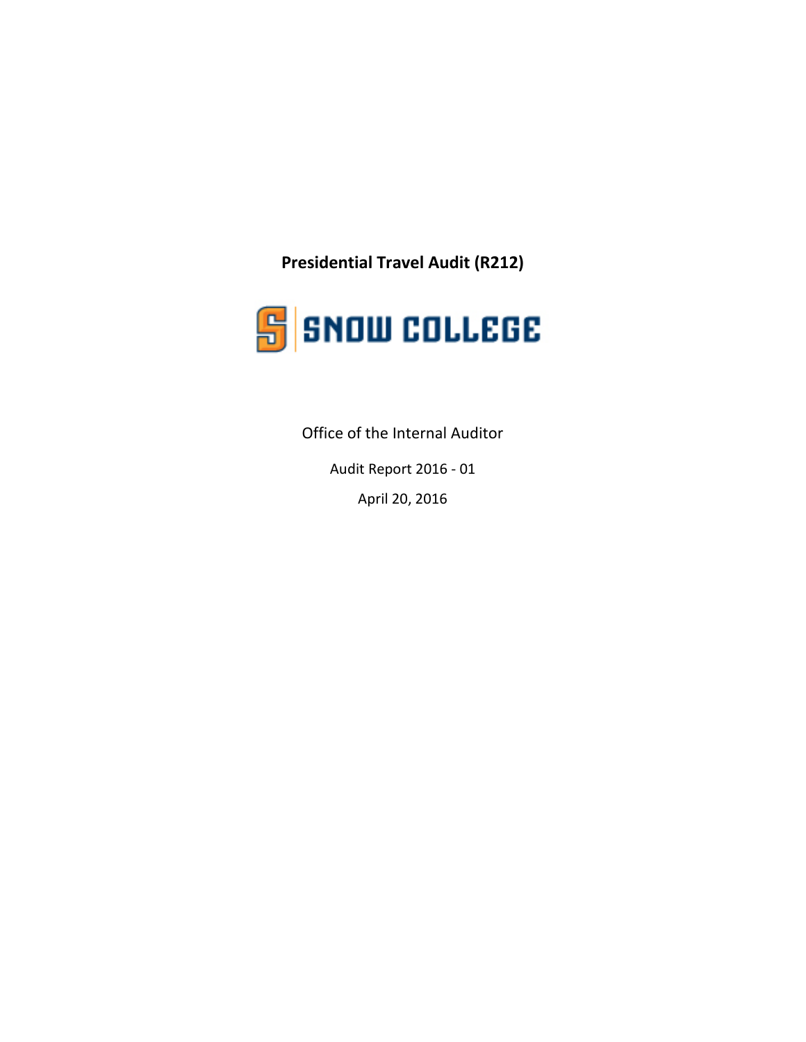# Presidential Travel Audit (R212)

SNOW COLLEGE

Office of the Internal Auditor

Audit Report 2016 - 01

April 20, 2016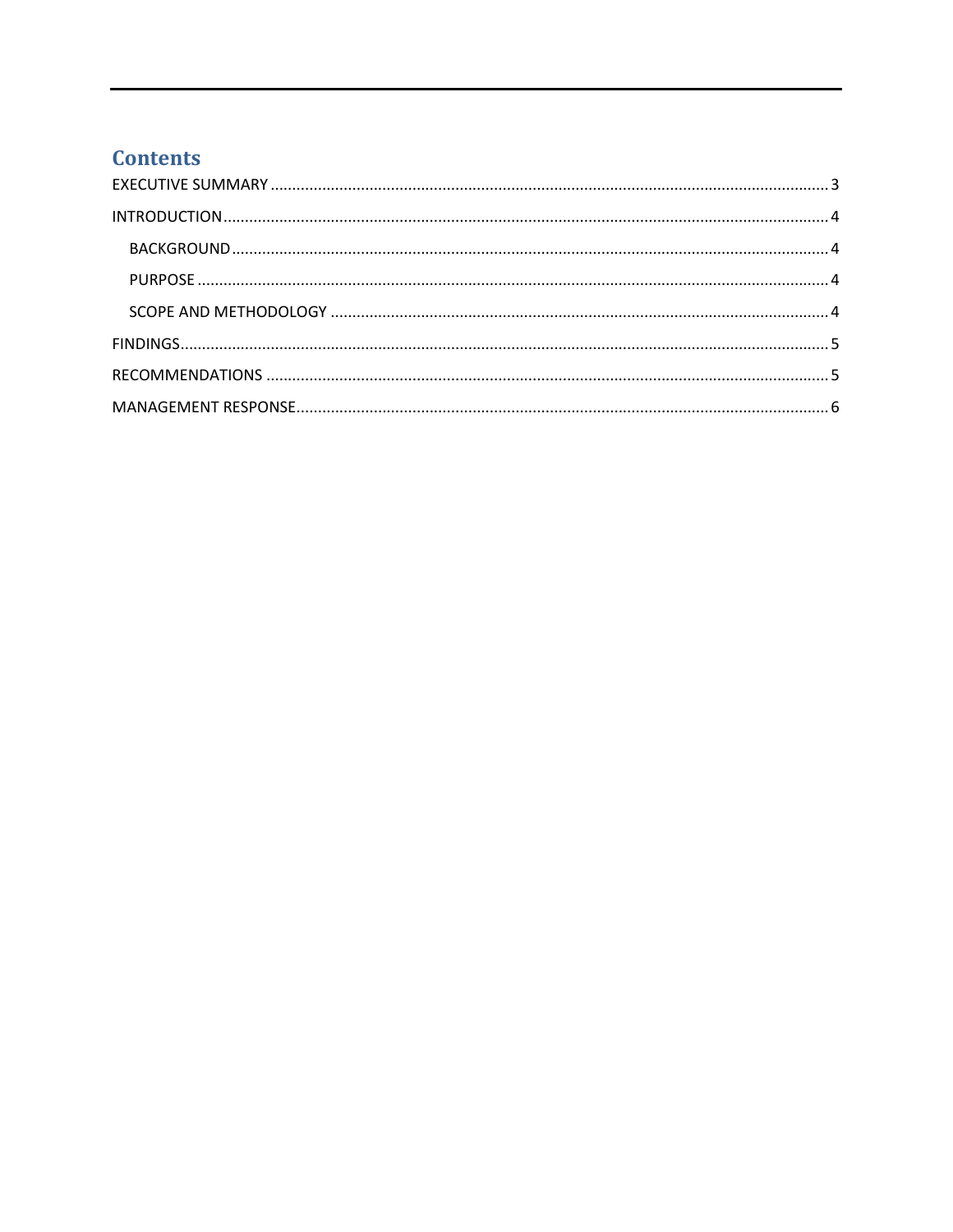## Contents

EXECUTIVE SUMMARY ........ 3

INTRODUCTION ........ 4

- BACKGROUND ........ 4
- PURPOSE ........ 4
- SCOPE AND METHODOLOGY ........ 4

FINDINGS ........ 5

RECOMMENDATIONS ........ 5

MANAGEMENT RESPONSE ........ 6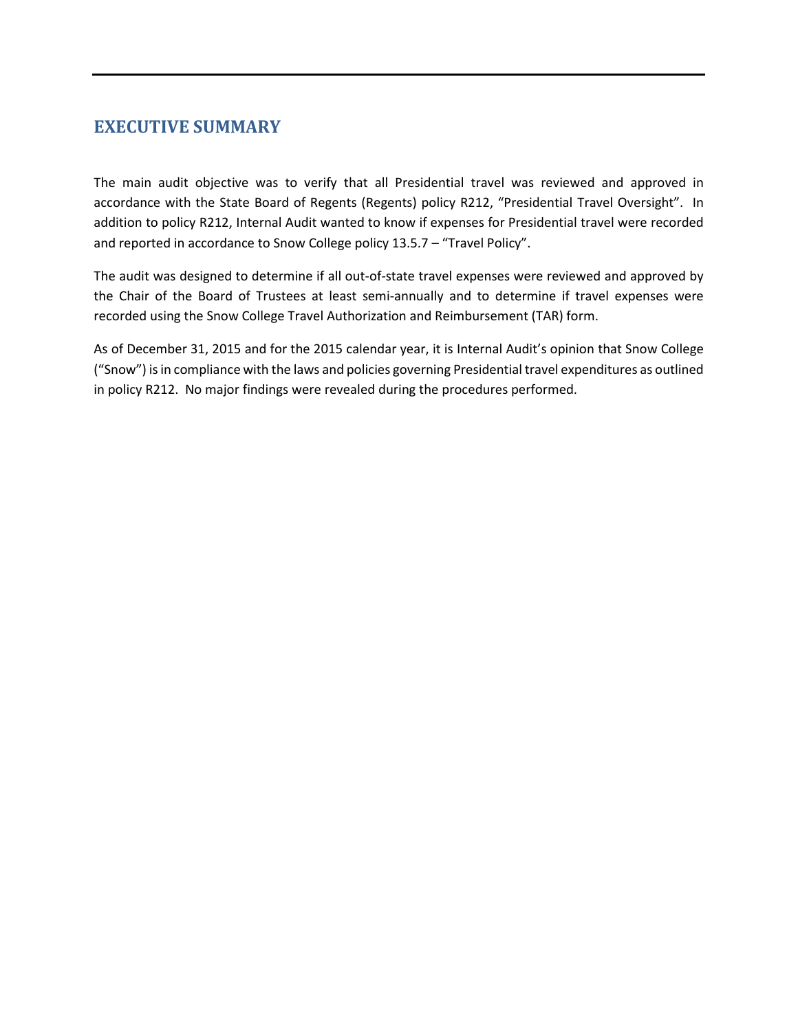## EXECUTIVE SUMMARY

The main audit objective was to verify that all Presidential travel was reviewed and approved in accordance with the State Board of Regents (Regents) policy R212, "Presidential Travel Oversight". In addition to policy R212, Internal Audit wanted to know if expenses for Presidential travel were recorded and reported in accordance to Snow College policy 13.5.7 – "Travel Policy".

The audit was designed to determine if all out-of-state travel expenses were reviewed and approved by the Chair of the Board of Trustees at least semi-annually and to determine if travel expenses were recorded using the Snow College Travel Authorization and Reimbursement (TAR) form.

As of December 31, 2015 and for the 2015 calendar year, it is Internal Audit's opinion that Snow College ("Snow") is in compliance with the laws and policies governing Presidential travel expenditures as outlined in policy R212. No major findings were revealed during the procedures performed.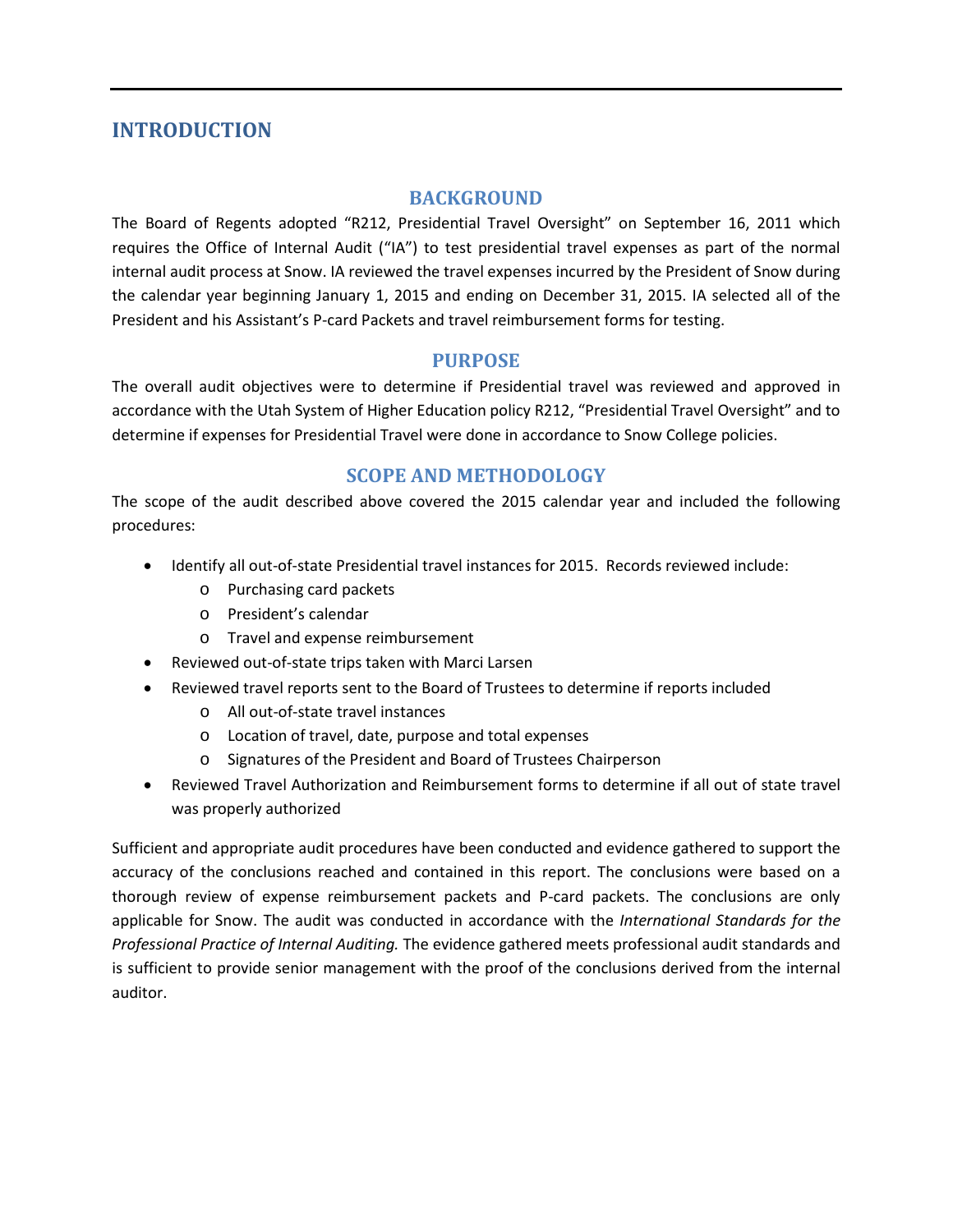# INTRODUCTION

## BACKGROUND

The Board of Regents adopted "R212, Presidential Travel Oversight" on September 16, 2011 which requires the Office of Internal Audit ("IA") to test presidential travel expenses as part of the normal internal audit process at Snow. IA reviewed the travel expenses incurred by the President of Snow during the calendar year beginning January 1, 2015 and ending on December 31, 2015. IA selected all of the President and his Assistant's P-card Packets and travel reimbursement forms for testing.

## PURPOSE

The overall audit objectives were to determine if Presidential travel was reviewed and approved in accordance with the Utah System of Higher Education policy R212, "Presidential Travel Oversight" and to determine if expenses for Presidential Travel were done in accordance to Snow College policies.

## SCOPE AND METHODOLOGY

The scope of the audit described above covered the 2015 calendar year and included the following procedures:

- Identify all out-of-state Presidential travel instances for 2015. Records reviewed include:
  - Purchasing card packets
  - President's calendar
  - Travel and expense reimbursement
- Reviewed out-of-state trips taken with Marci Larsen
- Reviewed travel reports sent to the Board of Trustees to determine if reports included
  - All out-of-state travel instances
  - Location of travel, date, purpose and total expenses
  - Signatures of the President and Board of Trustees Chairperson
- Reviewed Travel Authorization and Reimbursement forms to determine if all out of state travel was properly authorized

Sufficient and appropriate audit procedures have been conducted and evidence gathered to support the accuracy of the conclusions reached and contained in this report. The conclusions were based on a thorough review of expense reimbursement packets and P-card packets. The conclusions are only applicable for Snow. The audit was conducted in accordance with the *International Standards for the Professional Practice of Internal Auditing.* The evidence gathered meets professional audit standards and is sufficient to provide senior management with the proof of the conclusions derived from the internal auditor.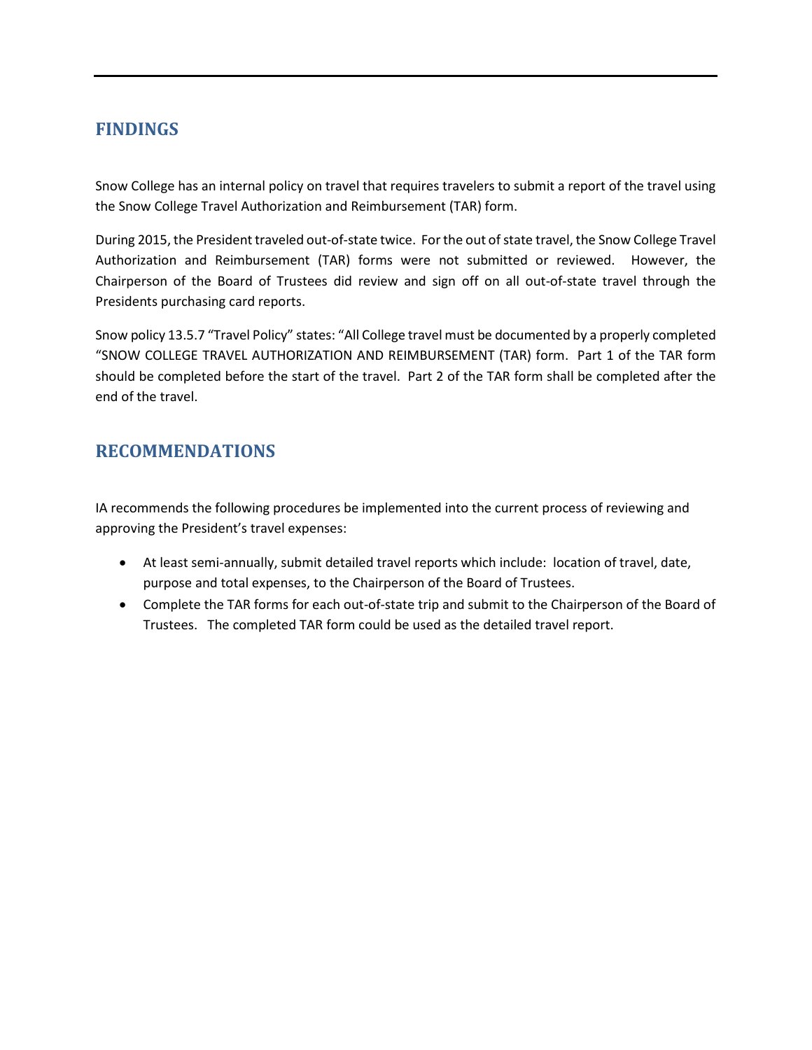## FINDINGS

Snow College has an internal policy on travel that requires travelers to submit a report of the travel using the Snow College Travel Authorization and Reimbursement (TAR) form.

During 2015, the President traveled out-of-state twice. For the out of state travel, the Snow College Travel Authorization and Reimbursement (TAR) forms were not submitted or reviewed. However, the Chairperson of the Board of Trustees did review and sign off on all out-of-state travel through the Presidents purchasing card reports.

Snow policy 13.5.7 "Travel Policy" states: "All College travel must be documented by a properly completed "SNOW COLLEGE TRAVEL AUTHORIZATION AND REIMBURSEMENT (TAR) form. Part 1 of the TAR form should be completed before the start of the travel. Part 2 of the TAR form shall be completed after the end of the travel.

## RECOMMENDATIONS

IA recommends the following procedures be implemented into the current process of reviewing and approving the President's travel expenses:

- At least semi-annually, submit detailed travel reports which include: location of travel, date, purpose and total expenses, to the Chairperson of the Board of Trustees.
- Complete the TAR forms for each out-of-state trip and submit to the Chairperson of the Board of Trustees. The completed TAR form could be used as the detailed travel report.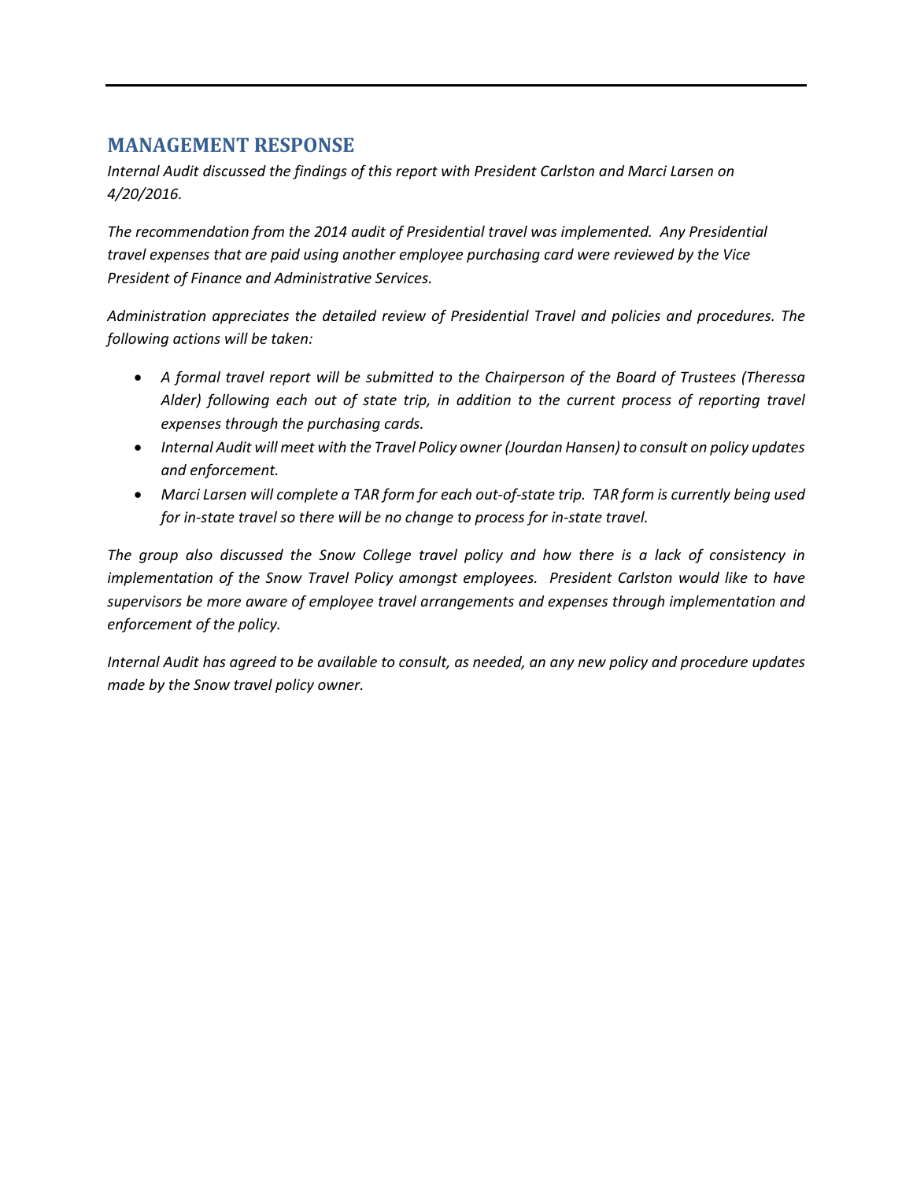## MANAGEMENT RESPONSE

*Internal Audit discussed the findings of this report with President Carlston and Marci Larsen on 4/20/2016.*

*The recommendation from the 2014 audit of Presidential travel was implemented. Any Presidential travel expenses that are paid using another employee purchasing card were reviewed by the Vice President of Finance and Administrative Services.*

*Administration appreciates the detailed review of Presidential Travel and policies and procedures. The following actions will be taken:*

- *A formal travel report will be submitted to the Chairperson of the Board of Trustees (Theressa Alder) following each out of state trip, in addition to the current process of reporting travel expenses through the purchasing cards.*
- *Internal Audit will meet with the Travel Policy owner (Jourdan Hansen) to consult on policy updates and enforcement.*
- *Marci Larsen will complete a TAR form for each out-of-state trip. TAR form is currently being used for in-state travel so there will be no change to process for in-state travel.*

*The group also discussed the Snow College travel policy and how there is a lack of consistency in implementation of the Snow Travel Policy amongst employees. President Carlston would like to have supervisors be more aware of employee travel arrangements and expenses through implementation and enforcement of the policy.*

*Internal Audit has agreed to be available to consult, as needed, an any new policy and procedure updates made by the Snow travel policy owner.*